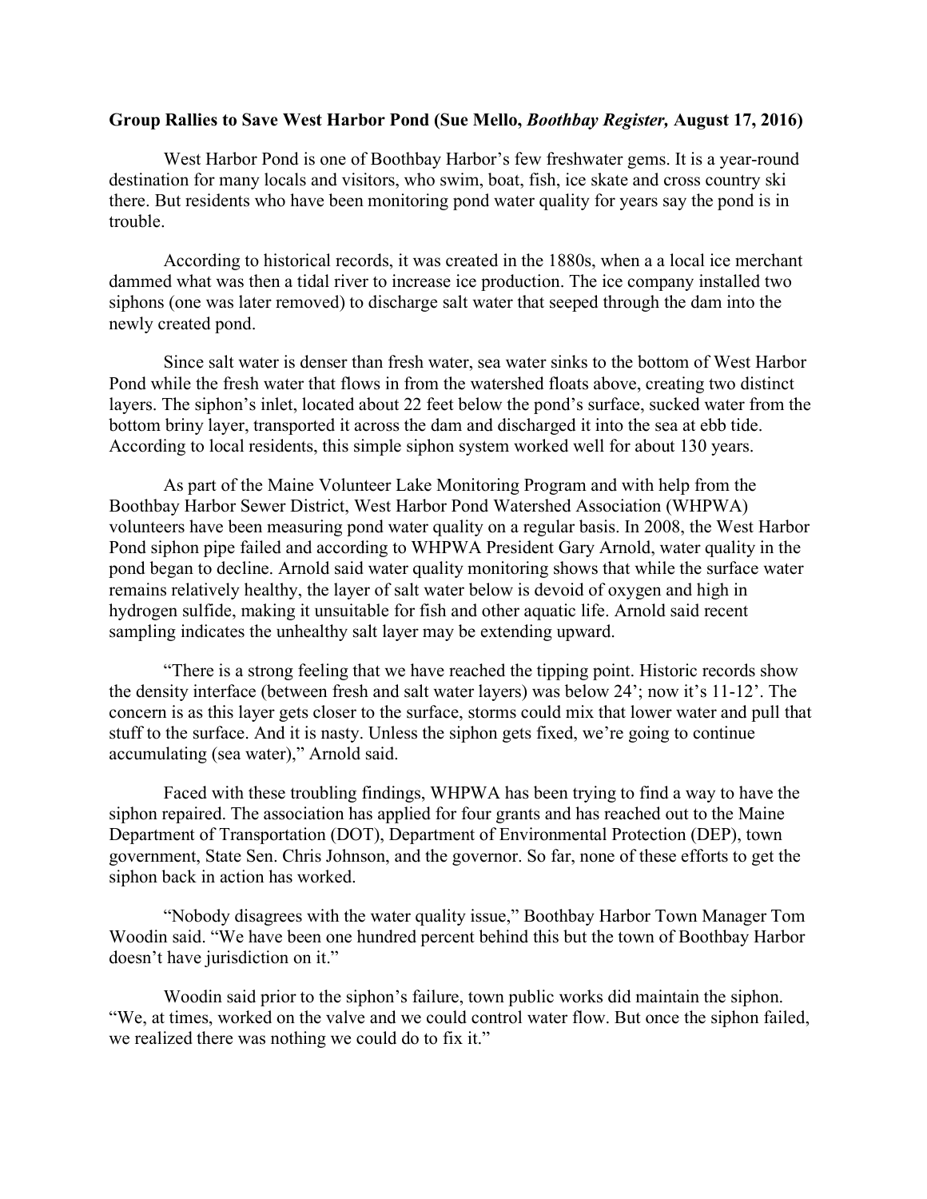**Group Rallies to Save West Harbor Pond (Sue Mello, *Boothbay Register,* August 17, 2016)**

West Harbor Pond is one of Boothbay Harbor's few freshwater gems. It is a year-round destination for many locals and visitors, who swim, boat, fish, ice skate and cross country ski there. But residents who have been monitoring pond water quality for years say the pond is in trouble.

According to historical records, it was created in the 1880s, when a a local ice merchant dammed what was then a tidal river to increase ice production. The ice company installed two siphons (one was later removed) to discharge salt water that seeped through the dam into the newly created pond.

Since salt water is denser than fresh water, sea water sinks to the bottom of West Harbor Pond while the fresh water that flows in from the watershed floats above, creating two distinct layers. The siphon's inlet, located about 22 feet below the pond's surface, sucked water from the bottom briny layer, transported it across the dam and discharged it into the sea at ebb tide. According to local residents, this simple siphon system worked well for about 130 years.

As part of the Maine Volunteer Lake Monitoring Program and with help from the Boothbay Harbor Sewer District, West Harbor Pond Watershed Association (WHPWA) volunteers have been measuring pond water quality on a regular basis. In 2008, the West Harbor Pond siphon pipe failed and according to WHPWA President Gary Arnold, water quality in the pond began to decline. Arnold said water quality monitoring shows that while the surface water remains relatively healthy, the layer of salt water below is devoid of oxygen and high in hydrogen sulfide, making it unsuitable for fish and other aquatic life. Arnold said recent sampling indicates the unhealthy salt layer may be extending upward.

"There is a strong feeling that we have reached the tipping point. Historic records show the density interface (between fresh and salt water layers) was below 24'; now it's 11-12'. The concern is as this layer gets closer to the surface, storms could mix that lower water and pull that stuff to the surface. And it is nasty. Unless the siphon gets fixed, we're going to continue accumulating (sea water)," Arnold said.

Faced with these troubling findings, WHPWA has been trying to find a way to have the siphon repaired. The association has applied for four grants and has reached out to the Maine Department of Transportation (DOT), Department of Environmental Protection (DEP), town government, State Sen. Chris Johnson, and the governor. So far, none of these efforts to get the siphon back in action has worked.

"Nobody disagrees with the water quality issue," Boothbay Harbor Town Manager Tom Woodin said. "We have been one hundred percent behind this but the town of Boothbay Harbor doesn't have jurisdiction on it."

Woodin said prior to the siphon's failure, town public works did maintain the siphon. "We, at times, worked on the valve and we could control water flow. But once the siphon failed, we realized there was nothing we could do to fix it."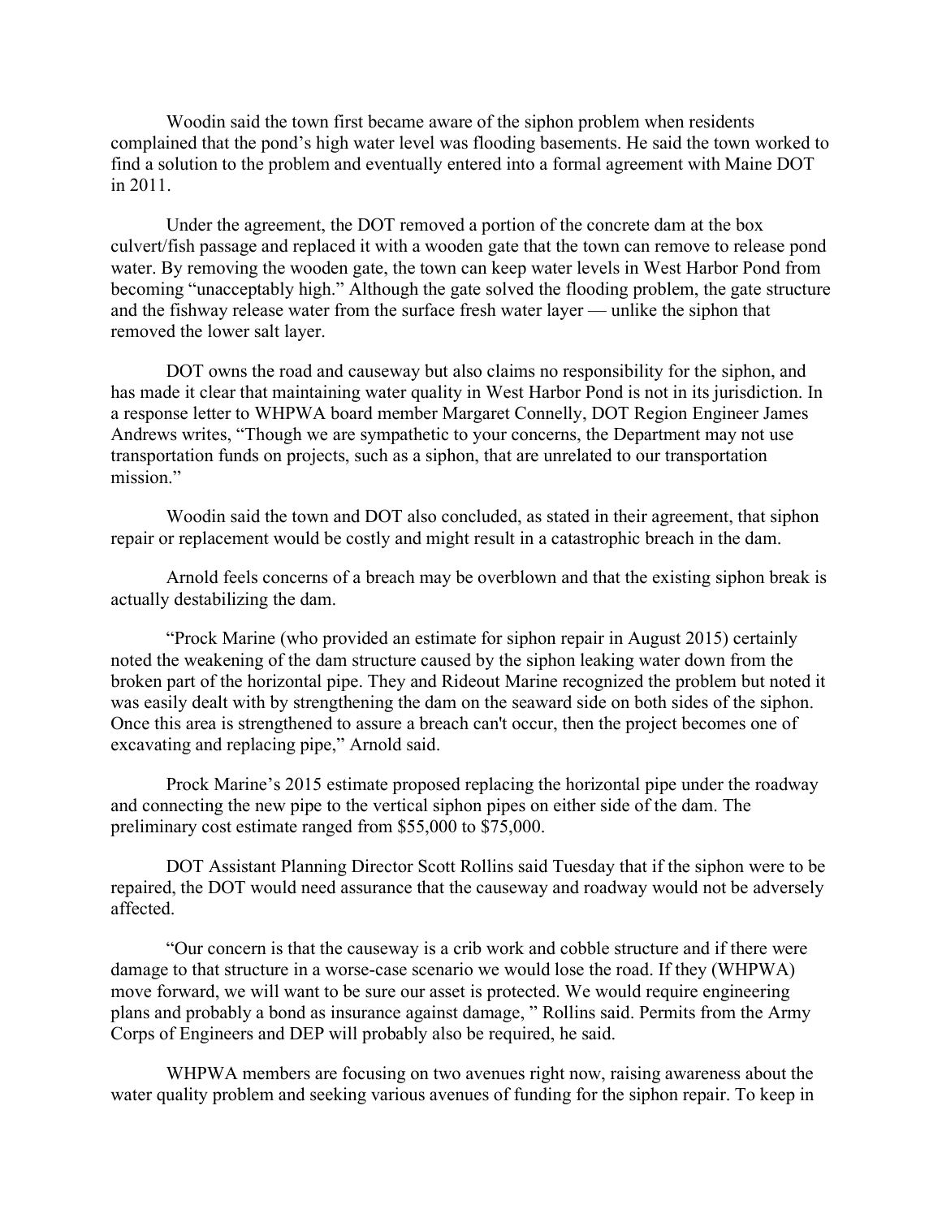Woodin said the town first became aware of the siphon problem when residents complained that the pond's high water level was flooding basements. He said the town worked to find a solution to the problem and eventually entered into a formal agreement with Maine DOT in 2011.

Under the agreement, the DOT removed a portion of the concrete dam at the box culvert/fish passage and replaced it with a wooden gate that the town can remove to release pond water. By removing the wooden gate, the town can keep water levels in West Harbor Pond from becoming "unacceptably high." Although the gate solved the flooding problem, the gate structure and the fishway release water from the surface fresh water layer — unlike the siphon that removed the lower salt layer.

DOT owns the road and causeway but also claims no responsibility for the siphon, and has made it clear that maintaining water quality in West Harbor Pond is not in its jurisdiction. In a response letter to WHPWA board member Margaret Connelly, DOT Region Engineer James Andrews writes, "Though we are sympathetic to your concerns, the Department may not use transportation funds on projects, such as a siphon, that are unrelated to our transportation mission."

Woodin said the town and DOT also concluded, as stated in their agreement, that siphon repair or replacement would be costly and might result in a catastrophic breach in the dam.

Arnold feels concerns of a breach may be overblown and that the existing siphon break is actually destabilizing the dam.

"Prock Marine (who provided an estimate for siphon repair in August 2015) certainly noted the weakening of the dam structure caused by the siphon leaking water down from the broken part of the horizontal pipe. They and Rideout Marine recognized the problem but noted it was easily dealt with by strengthening the dam on the seaward side on both sides of the siphon. Once this area is strengthened to assure a breach can't occur, then the project becomes one of excavating and replacing pipe," Arnold said.

Prock Marine's 2015 estimate proposed replacing the horizontal pipe under the roadway and connecting the new pipe to the vertical siphon pipes on either side of the dam. The preliminary cost estimate ranged from $55,000 to $75,000.

DOT Assistant Planning Director Scott Rollins said Tuesday that if the siphon were to be repaired, the DOT would need assurance that the causeway and roadway would not be adversely affected.

"Our concern is that the causeway is a crib work and cobble structure and if there were damage to that structure in a worse-case scenario we would lose the road. If they (WHPWA) move forward, we will want to be sure our asset is protected. We would require engineering plans and probably a bond as insurance against damage, " Rollins said. Permits from the Army Corps of Engineers and DEP will probably also be required, he said.

WHPWA members are focusing on two avenues right now, raising awareness about the water quality problem and seeking various avenues of funding for the siphon repair. To keep in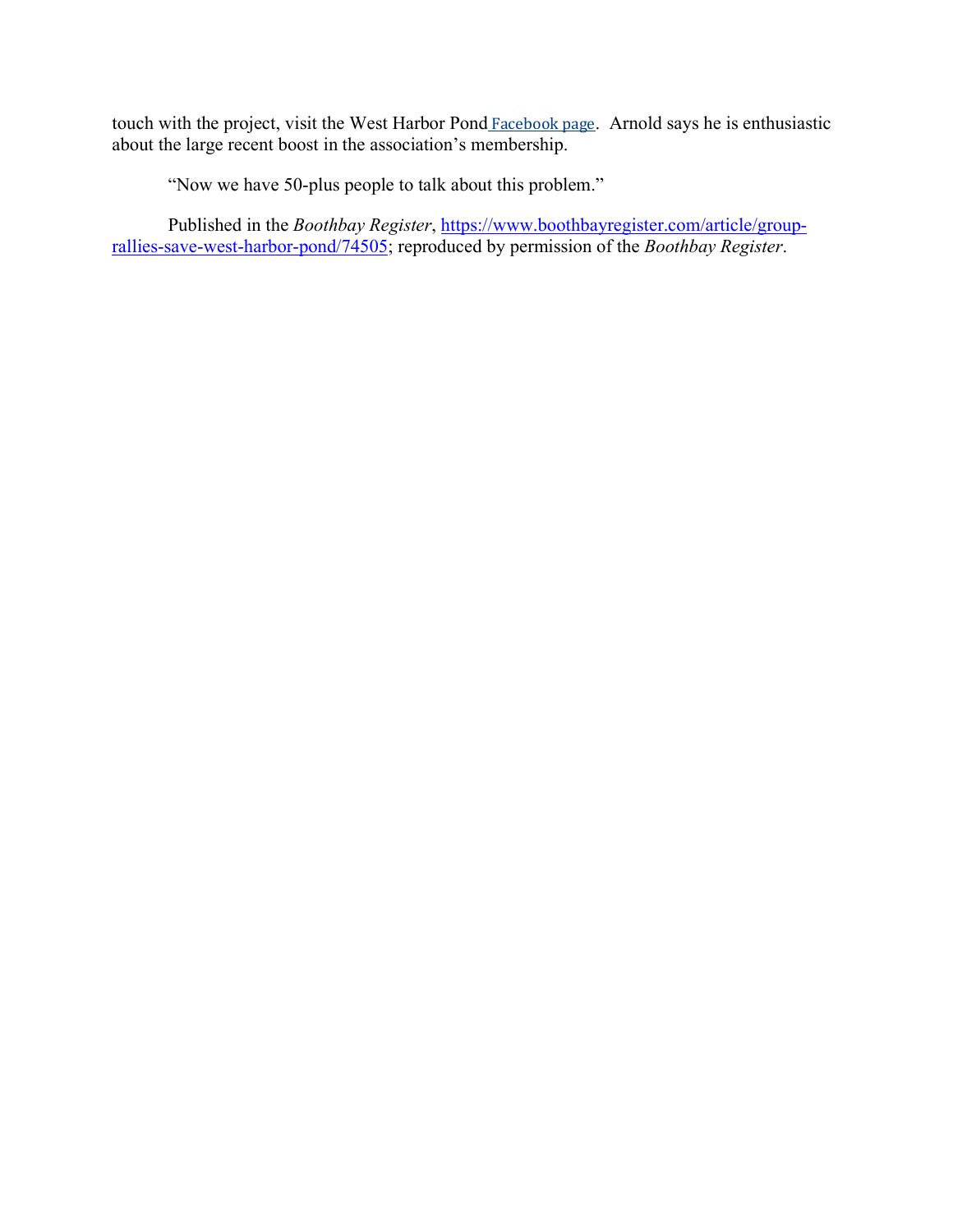touch with the project, visit the West Harbor Pond [Facebook page](). Arnold says he is enthusiastic about the large recent boost in the association's membership.

"Now we have 50-plus people to talk about this problem."

Published in the *Boothbay Register*, [https://www.boothbayregister.com/article/group-rallies-save-west-harbor-pond/74505](https://www.boothbayregister.com/article/group-rallies-save-west-harbor-pond/74505); reproduced by permission of the *Boothbay Register*.